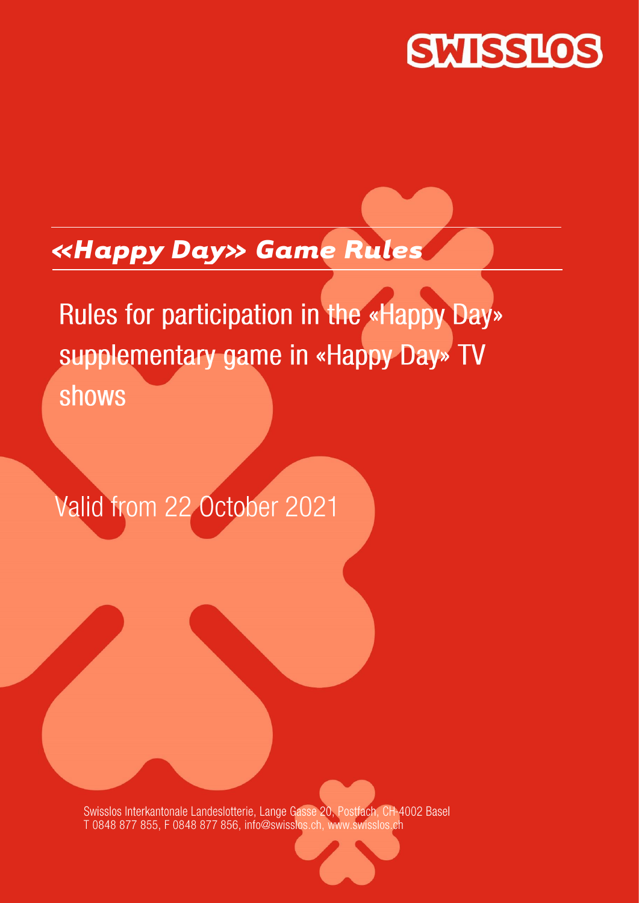SWISSLOS

# «Happy Day» Game Rules

## Rules for participation in the «Happy Day» supplementary game in «Happy Day» TV shows

Valid from 22 October 2021

Swisslos Interkantonale Landeslotterie, Lange Gasse 20, Postfach, CH-4002 Basel
T 0848 877 855, F 0848 877 856, info@swisslos.ch, www.swisslos.ch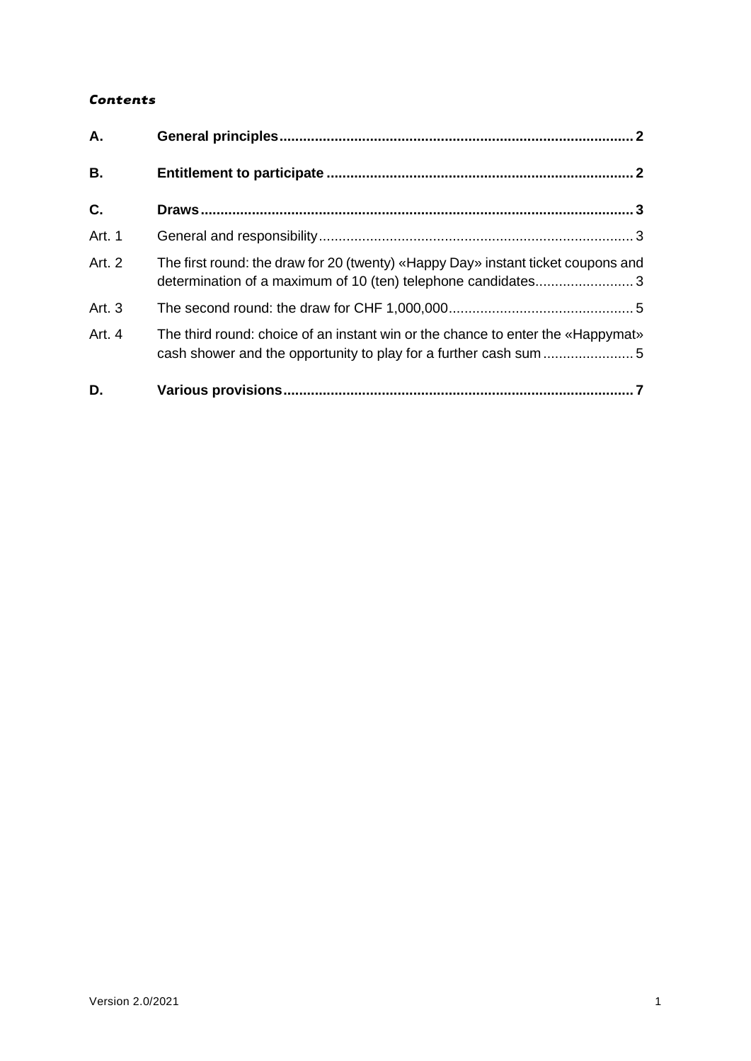***Contents***

| | | |
|---|---|---|
| **A.** | **General principles** | **2** |
| **B.** | **Entitlement to participate** | **2** |
| **C.** | **Draws** | **3** |
| Art. 1 | General and responsibility | 3 |
| Art. 2 | The first round: the draw for 20 (twenty) «Happy Day» instant ticket coupons and determination of a maximum of 10 (ten) telephone candidates | 3 |
| Art. 3 | The second round: the draw for CHF 1,000,000 | 5 |
| Art. 4 | The third round: choice of an instant win or the chance to enter the «Happymat» cash shower and the opportunity to play for a further cash sum | 5 |
| **D.** | **Various provisions** | **7** |

Version 2.0/2021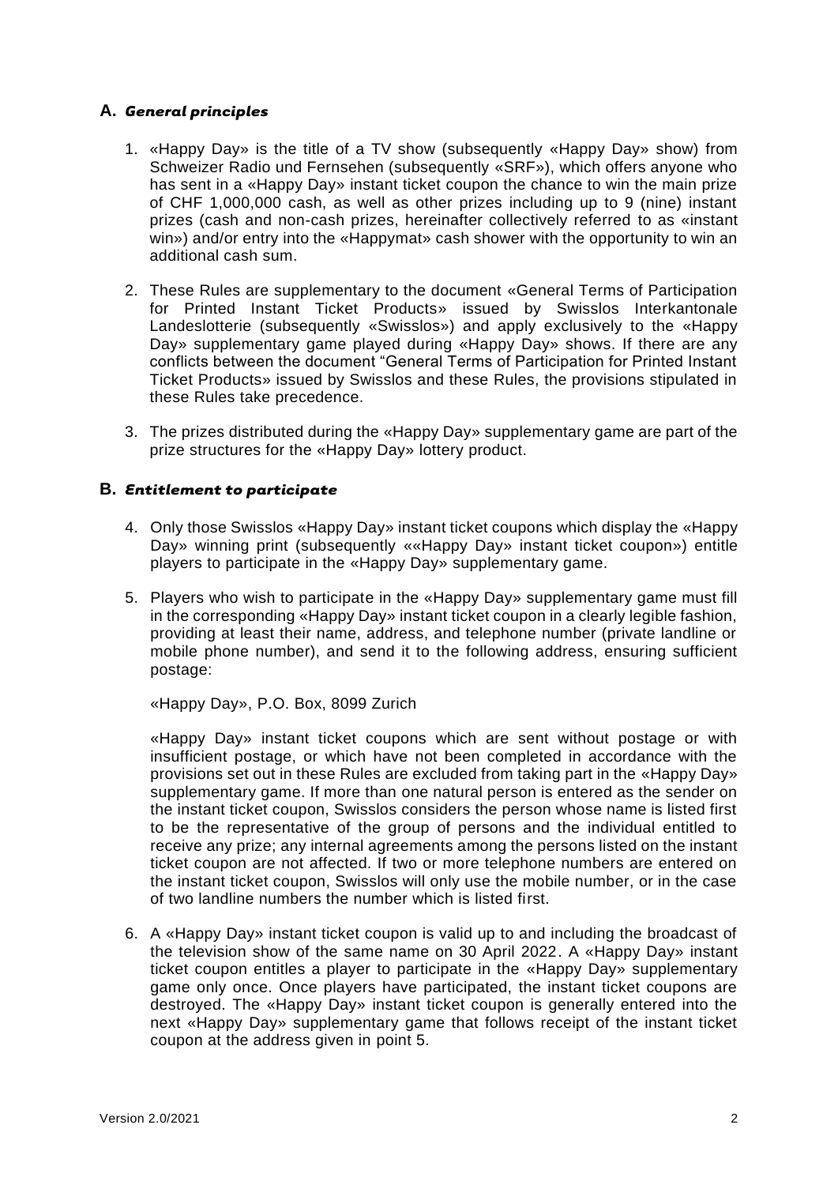## A. *General principles*

1. «Happy Day» is the title of a TV show (subsequently «Happy Day» show) from Schweizer Radio und Fernsehen (subsequently «SRF»), which offers anyone who has sent in a «Happy Day» instant ticket coupon the chance to win the main prize of CHF 1,000,000 cash, as well as other prizes including up to 9 (nine) instant prizes (cash and non-cash prizes, hereinafter collectively referred to as «instant win») and/or entry into the «Happymat» cash shower with the opportunity to win an additional cash sum.

2. These Rules are supplementary to the document «General Terms of Participation for Printed Instant Ticket Products» issued by Swisslos Interkantonale Landeslotterie (subsequently «Swisslos») and apply exclusively to the «Happy Day» supplementary game played during «Happy Day» shows. If there are any conflicts between the document "General Terms of Participation for Printed Instant Ticket Products» issued by Swisslos and these Rules, the provisions stipulated in these Rules take precedence.

3. The prizes distributed during the «Happy Day» supplementary game are part of the prize structures for the «Happy Day» lottery product.

## B. *Entitlement to participate*

4. Only those Swisslos «Happy Day» instant ticket coupons which display the «Happy Day» winning print (subsequently ««Happy Day» instant ticket coupon») entitle players to participate in the «Happy Day» supplementary game.

5. Players who wish to participate in the «Happy Day» supplementary game must fill in the corresponding «Happy Day» instant ticket coupon in a clearly legible fashion, providing at least their name, address, and telephone number (private landline or mobile phone number), and send it to the following address, ensuring sufficient postage:

   «Happy Day», P.O. Box, 8099 Zurich

   «Happy Day» instant ticket coupons which are sent without postage or with insufficient postage, or which have not been completed in accordance with the provisions set out in these Rules are excluded from taking part in the «Happy Day» supplementary game. If more than one natural person is entered as the sender on the instant ticket coupon, Swisslos considers the person whose name is listed first to be the representative of the group of persons and the individual entitled to receive any prize; any internal agreements among the persons listed on the instant ticket coupon are not affected. If two or more telephone numbers are entered on the instant ticket coupon, Swisslos will only use the mobile number, or in the case of two landline numbers the number which is listed first.

6. A «Happy Day» instant ticket coupon is valid up to and including the broadcast of the television show of the same name on 30 April 2022. A «Happy Day» instant ticket coupon entitles a player to participate in the «Happy Day» supplementary game only once. Once players have participated, the instant ticket coupons are destroyed. The «Happy Day» instant ticket coupon is generally entered into the next «Happy Day» supplementary game that follows receipt of the instant ticket coupon at the address given in point 5.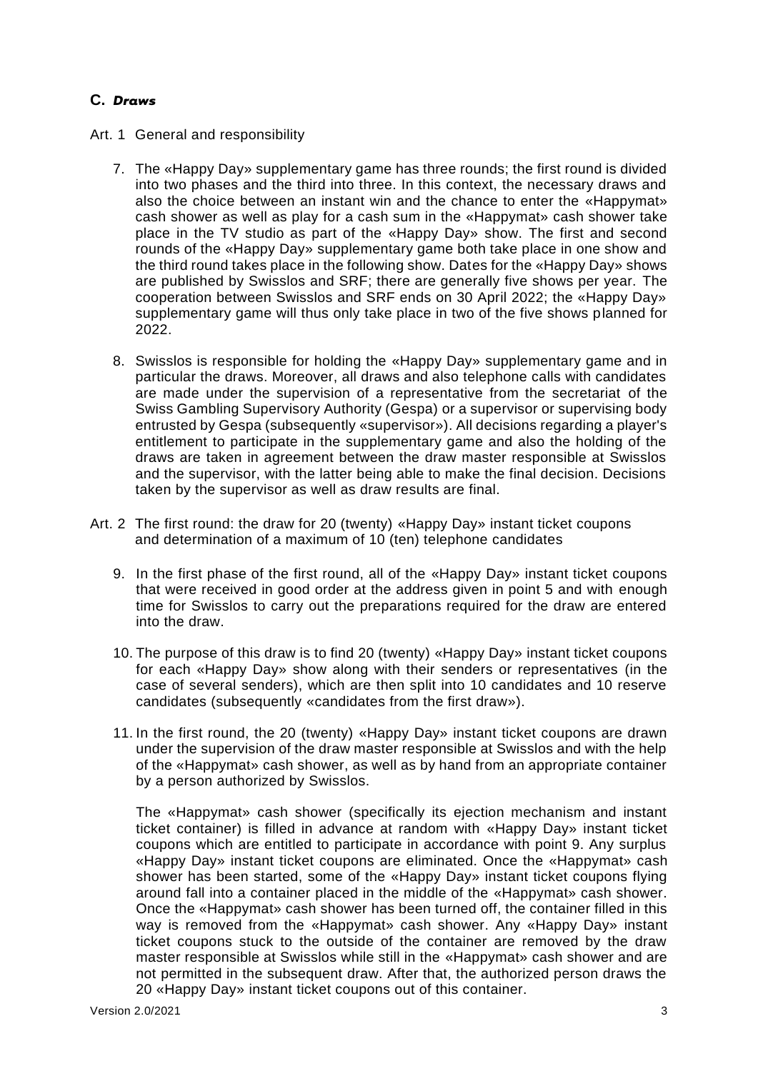## C. *Draws*

Art. 1 General and responsibility

7. The «Happy Day» supplementary game has three rounds; the first round is divided into two phases and the third into three. In this context, the necessary draws and also the choice between an instant win and the chance to enter the «Happymat» cash shower as well as play for a cash sum in the «Happymat» cash shower take place in the TV studio as part of the «Happy Day» show. The first and second rounds of the «Happy Day» supplementary game both take place in one show and the third round takes place in the following show. Dates for the «Happy Day» shows are published by Swisslos and SRF; there are generally five shows per year. The cooperation between Swisslos and SRF ends on 30 April 2022; the «Happy Day» supplementary game will thus only take place in two of the five shows planned for 2022.

8. Swisslos is responsible for holding the «Happy Day» supplementary game and in particular the draws. Moreover, all draws and also telephone calls with candidates are made under the supervision of a representative from the secretariat of the Swiss Gambling Supervisory Authority (Gespa) or a supervisor or supervising body entrusted by Gespa (subsequently «supervisor»). All decisions regarding a player's entitlement to participate in the supplementary game and also the holding of the draws are taken in agreement between the draw master responsible at Swisslos and the supervisor, with the latter being able to make the final decision. Decisions taken by the supervisor as well as draw results are final.

Art. 2 The first round: the draw for 20 (twenty) «Happy Day» instant ticket coupons and determination of a maximum of 10 (ten) telephone candidates

9. In the first phase of the first round, all of the «Happy Day» instant ticket coupons that were received in good order at the address given in point 5 and with enough time for Swisslos to carry out the preparations required for the draw are entered into the draw.

10. The purpose of this draw is to find 20 (twenty) «Happy Day» instant ticket coupons for each «Happy Day» show along with their senders or representatives (in the case of several senders), which are then split into 10 candidates and 10 reserve candidates (subsequently «candidates from the first draw»).

11. In the first round, the 20 (twenty) «Happy Day» instant ticket coupons are drawn under the supervision of the draw master responsible at Swisslos and with the help of the «Happymat» cash shower, as well as by hand from an appropriate container by a person authorized by Swisslos.

    The «Happymat» cash shower (specifically its ejection mechanism and instant ticket container) is filled in advance at random with «Happy Day» instant ticket coupons which are entitled to participate in accordance with point 9. Any surplus «Happy Day» instant ticket coupons are eliminated. Once the «Happymat» cash shower has been started, some of the «Happy Day» instant ticket coupons flying around fall into a container placed in the middle of the «Happymat» cash shower. Once the «Happymat» cash shower has been turned off, the container filled in this way is removed from the «Happymat» cash shower. Any «Happy Day» instant ticket coupons stuck to the outside of the container are removed by the draw master responsible at Swisslos while still in the «Happymat» cash shower and are not permitted in the subsequent draw. After that, the authorized person draws the 20 «Happy Day» instant ticket coupons out of this container.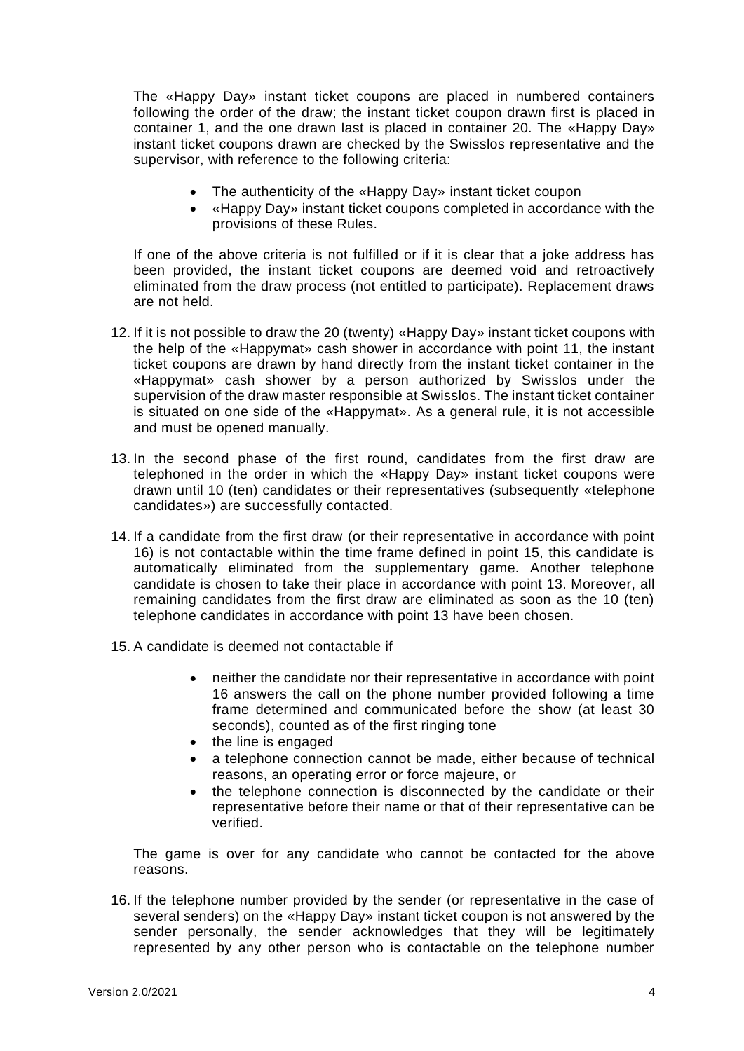The «Happy Day» instant ticket coupons are placed in numbered containers following the order of the draw; the instant ticket coupon drawn first is placed in container 1, and the one drawn last is placed in container 20. The «Happy Day» instant ticket coupons drawn are checked by the Swisslos representative and the supervisor, with reference to the following criteria:

- The authenticity of the «Happy Day» instant ticket coupon
- «Happy Day» instant ticket coupons completed in accordance with the provisions of these Rules.

If one of the above criteria is not fulfilled or if it is clear that a joke address has been provided, the instant ticket coupons are deemed void and retroactively eliminated from the draw process (not entitled to participate). Replacement draws are not held.

12. If it is not possible to draw the 20 (twenty) «Happy Day» instant ticket coupons with the help of the «Happymat» cash shower in accordance with point 11, the instant ticket coupons are drawn by hand directly from the instant ticket container in the «Happymat» cash shower by a person authorized by Swisslos under the supervision of the draw master responsible at Swisslos. The instant ticket container is situated on one side of the «Happymat». As a general rule, it is not accessible and must be opened manually.

13. In the second phase of the first round, candidates from the first draw are telephoned in the order in which the «Happy Day» instant ticket coupons were drawn until 10 (ten) candidates or their representatives (subsequently «telephone candidates») are successfully contacted.

14. If a candidate from the first draw (or their representative in accordance with point 16) is not contactable within the time frame defined in point 15, this candidate is automatically eliminated from the supplementary game. Another telephone candidate is chosen to take their place in accordance with point 13. Moreover, all remaining candidates from the first draw are eliminated as soon as the 10 (ten) telephone candidates in accordance with point 13 have been chosen.

15. A candidate is deemed not contactable if

    - neither the candidate nor their representative in accordance with point 16 answers the call on the phone number provided following a time frame determined and communicated before the show (at least 30 seconds), counted as of the first ringing tone
    - the line is engaged
    - a telephone connection cannot be made, either because of technical reasons, an operating error or force majeure, or
    - the telephone connection is disconnected by the candidate or their representative before their name or that of their representative can be verified.

    The game is over for any candidate who cannot be contacted for the above reasons.

16. If the telephone number provided by the sender (or representative in the case of several senders) on the «Happy Day» instant ticket coupon is not answered by the sender personally, the sender acknowledges that they will be legitimately represented by any other person who is contactable on the telephone number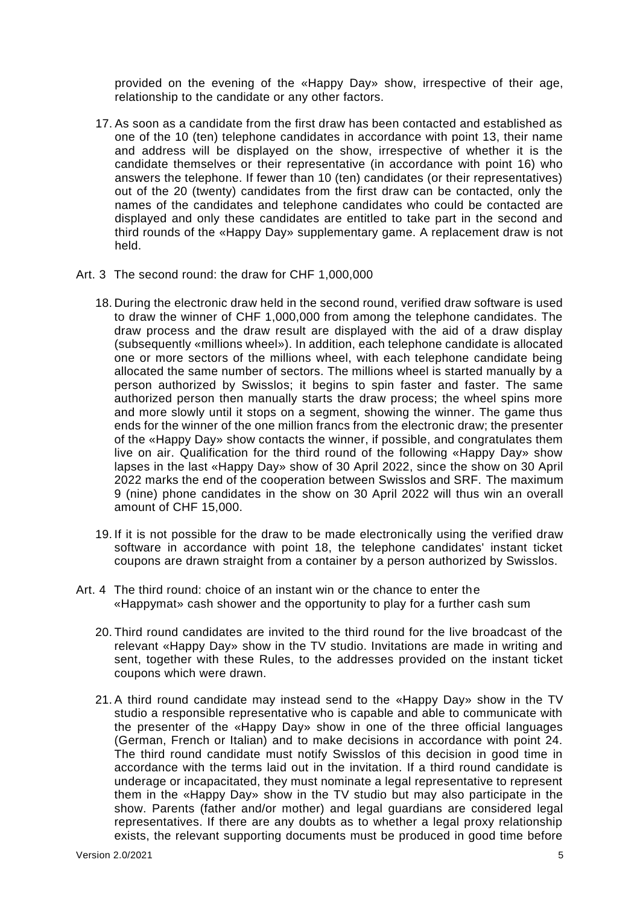provided on the evening of the «Happy Day» show, irrespective of their age, relationship to the candidate or any other factors.

17. As soon as a candidate from the first draw has been contacted and established as one of the 10 (ten) telephone candidates in accordance with point 13, their name and address will be displayed on the show, irrespective of whether it is the candidate themselves or their representative (in accordance with point 16) who answers the telephone. If fewer than 10 (ten) candidates (or their representatives) out of the 20 (twenty) candidates from the first draw can be contacted, only the names of the candidates and telephone candidates who could be contacted are displayed and only these candidates are entitled to take part in the second and third rounds of the «Happy Day» supplementary game. A replacement draw is not held.

## Art. 3 The second round: the draw for CHF 1,000,000

18. During the electronic draw held in the second round, verified draw software is used to draw the winner of CHF 1,000,000 from among the telephone candidates. The draw process and the draw result are displayed with the aid of a draw display (subsequently «millions wheel»). In addition, each telephone candidate is allocated one or more sectors of the millions wheel, with each telephone candidate being allocated the same number of sectors. The millions wheel is started manually by a person authorized by Swisslos; it begins to spin faster and faster. The same authorized person then manually starts the draw process; the wheel spins more and more slowly until it stops on a segment, showing the winner. The game thus ends for the winner of the one million francs from the electronic draw; the presenter of the «Happy Day» show contacts the winner, if possible, and congratulates them live on air. Qualification for the third round of the following «Happy Day» show lapses in the last «Happy Day» show of 30 April 2022, since the show on 30 April 2022 marks the end of the cooperation between Swisslos and SRF. The maximum 9 (nine) phone candidates in the show on 30 April 2022 will thus win an overall amount of CHF 15,000.

19. If it is not possible for the draw to be made electronically using the verified draw software in accordance with point 18, the telephone candidates' instant ticket coupons are drawn straight from a container by a person authorized by Swisslos.

## Art. 4 The third round: choice of an instant win or the chance to enter the «Happymat» cash shower and the opportunity to play for a further cash sum

20. Third round candidates are invited to the third round for the live broadcast of the relevant «Happy Day» show in the TV studio. Invitations are made in writing and sent, together with these Rules, to the addresses provided on the instant ticket coupons which were drawn.

21. A third round candidate may instead send to the «Happy Day» show in the TV studio a responsible representative who is capable and able to communicate with the presenter of the «Happy Day» show in one of the three official languages (German, French or Italian) and to make decisions in accordance with point 24. The third round candidate must notify Swisslos of this decision in good time in accordance with the terms laid out in the invitation. If a third round candidate is underage or incapacitated, they must nominate a legal representative to represent them in the «Happy Day» show in the TV studio but may also participate in the show. Parents (father and/or mother) and legal guardians are considered legal representatives. If there are any doubts as to whether a legal proxy relationship exists, the relevant supporting documents must be produced in good time before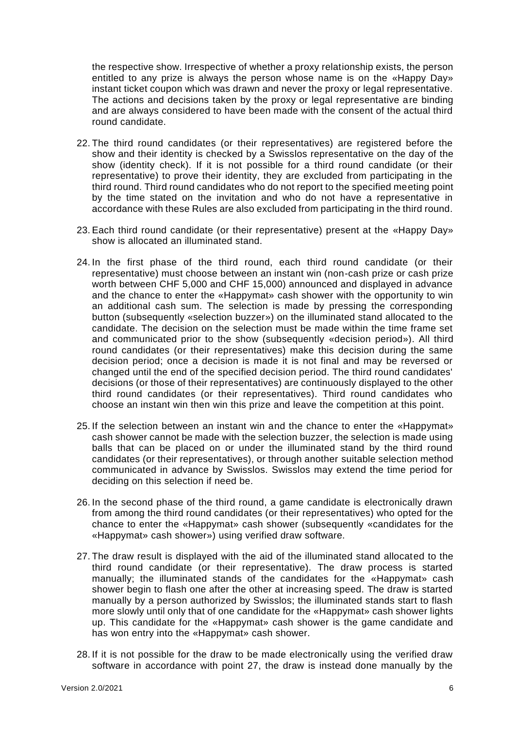the respective show. Irrespective of whether a proxy relationship exists, the person entitled to any prize is always the person whose name is on the «Happy Day» instant ticket coupon which was drawn and never the proxy or legal representative. The actions and decisions taken by the proxy or legal representative are binding and are always considered to have been made with the consent of the actual third round candidate.

22. The third round candidates (or their representatives) are registered before the show and their identity is checked by a Swisslos representative on the day of the show (identity check). If it is not possible for a third round candidate (or their representative) to prove their identity, they are excluded from participating in the third round. Third round candidates who do not report to the specified meeting point by the time stated on the invitation and who do not have a representative in accordance with these Rules are also excluded from participating in the third round.

23. Each third round candidate (or their representative) present at the «Happy Day» show is allocated an illuminated stand.

24. In the first phase of the third round, each third round candidate (or their representative) must choose between an instant win (non-cash prize or cash prize worth between CHF 5,000 and CHF 15,000) announced and displayed in advance and the chance to enter the «Happymat» cash shower with the opportunity to win an additional cash sum. The selection is made by pressing the corresponding button (subsequently «selection buzzer») on the illuminated stand allocated to the candidate. The decision on the selection must be made within the time frame set and communicated prior to the show (subsequently «decision period»). All third round candidates (or their representatives) make this decision during the same decision period; once a decision is made it is not final and may be reversed or changed until the end of the specified decision period. The third round candidates' decisions (or those of their representatives) are continuously displayed to the other third round candidates (or their representatives). Third round candidates who choose an instant win then win this prize and leave the competition at this point.

25. If the selection between an instant win and the chance to enter the «Happymat» cash shower cannot be made with the selection buzzer, the selection is made using balls that can be placed on or under the illuminated stand by the third round candidates (or their representatives), or through another suitable selection method communicated in advance by Swisslos. Swisslos may extend the time period for deciding on this selection if need be.

26. In the second phase of the third round, a game candidate is electronically drawn from among the third round candidates (or their representatives) who opted for the chance to enter the «Happymat» cash shower (subsequently «candidates for the «Happymat» cash shower») using verified draw software.

27. The draw result is displayed with the aid of the illuminated stand allocated to the third round candidate (or their representative). The draw process is started manually; the illuminated stands of the candidates for the «Happymat» cash shower begin to flash one after the other at increasing speed. The draw is started manually by a person authorized by Swisslos; the illuminated stands start to flash more slowly until only that of one candidate for the «Happymat» cash shower lights up. This candidate for the «Happymat» cash shower is the game candidate and has won entry into the «Happymat» cash shower.

28. If it is not possible for the draw to be made electronically using the verified draw software in accordance with point 27, the draw is instead done manually by the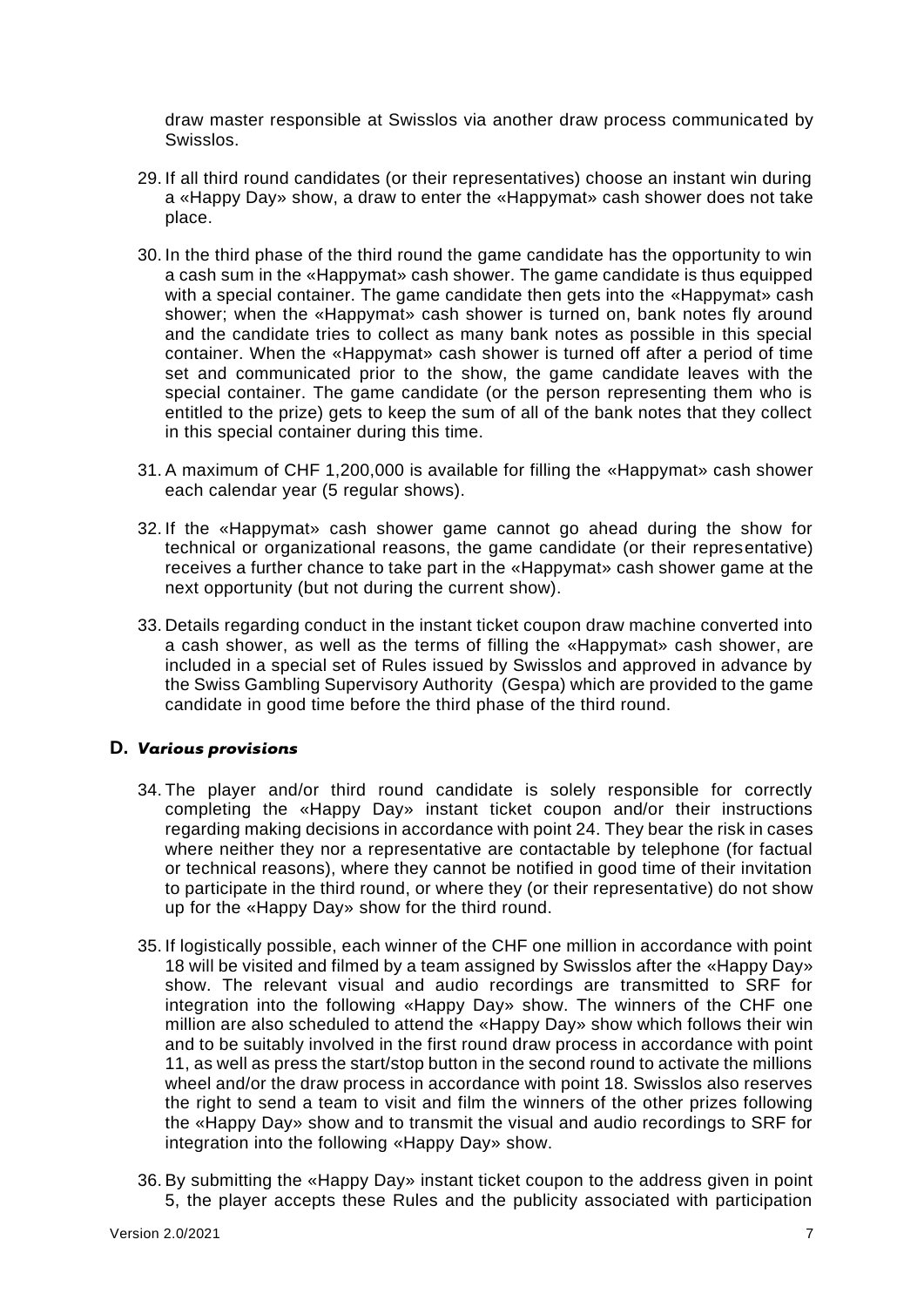draw master responsible at Swisslos via another draw process communicated by Swisslos.

29. If all third round candidates (or their representatives) choose an instant win during a «Happy Day» show, a draw to enter the «Happymat» cash shower does not take place.

30. In the third phase of the third round the game candidate has the opportunity to win a cash sum in the «Happymat» cash shower. The game candidate is thus equipped with a special container. The game candidate then gets into the «Happymat» cash shower; when the «Happymat» cash shower is turned on, bank notes fly around and the candidate tries to collect as many bank notes as possible in this special container. When the «Happymat» cash shower is turned off after a period of time set and communicated prior to the show, the game candidate leaves with the special container. The game candidate (or the person representing them who is entitled to the prize) gets to keep the sum of all of the bank notes that they collect in this special container during this time.

31. A maximum of CHF 1,200,000 is available for filling the «Happymat» cash shower each calendar year (5 regular shows).

32. If the «Happymat» cash shower game cannot go ahead during the show for technical or organizational reasons, the game candidate (or their representative) receives a further chance to take part in the «Happymat» cash shower game at the next opportunity (but not during the current show).

33. Details regarding conduct in the instant ticket coupon draw machine converted into a cash shower, as well as the terms of filling the «Happymat» cash shower, are included in a special set of Rules issued by Swisslos and approved in advance by the Swiss Gambling Supervisory Authority (Gespa) which are provided to the game candidate in good time before the third phase of the third round.

## D. *Various provisions*

34. The player and/or third round candidate is solely responsible for correctly completing the «Happy Day» instant ticket coupon and/or their instructions regarding making decisions in accordance with point 24. They bear the risk in cases where neither they nor a representative are contactable by telephone (for factual or technical reasons), where they cannot be notified in good time of their invitation to participate in the third round, or where they (or their representative) do not show up for the «Happy Day» show for the third round.

35. If logistically possible, each winner of the CHF one million in accordance with point 18 will be visited and filmed by a team assigned by Swisslos after the «Happy Day» show. The relevant visual and audio recordings are transmitted to SRF for integration into the following «Happy Day» show. The winners of the CHF one million are also scheduled to attend the «Happy Day» show which follows their win and to be suitably involved in the first round draw process in accordance with point 11, as well as press the start/stop button in the second round to activate the millions wheel and/or the draw process in accordance with point 18. Swisslos also reserves the right to send a team to visit and film the winners of the other prizes following the «Happy Day» show and to transmit the visual and audio recordings to SRF for integration into the following «Happy Day» show.

36. By submitting the «Happy Day» instant ticket coupon to the address given in point 5, the player accepts these Rules and the publicity associated with participation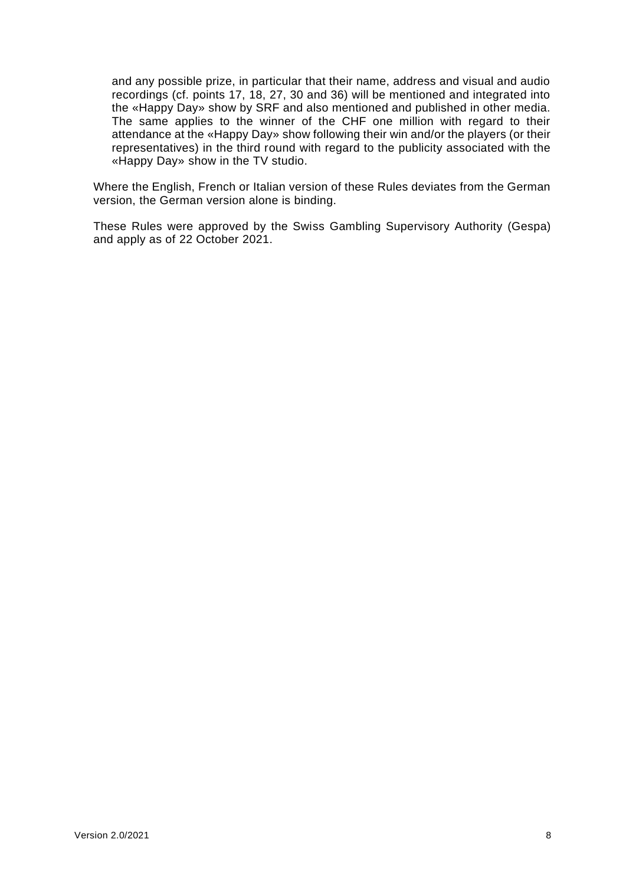and any possible prize, in particular that their name, address and visual and audio recordings (cf. points 17, 18, 27, 30 and 36) will be mentioned and integrated into the «Happy Day» show by SRF and also mentioned and published in other media. The same applies to the winner of the CHF one million with regard to their attendance at the «Happy Day» show following their win and/or the players (or their representatives) in the third round with regard to the publicity associated with the «Happy Day» show in the TV studio.

Where the English, French or Italian version of these Rules deviates from the German version, the German version alone is binding.

These Rules were approved by the Swiss Gambling Supervisory Authority (Gespa) and apply as of 22 October 2021.